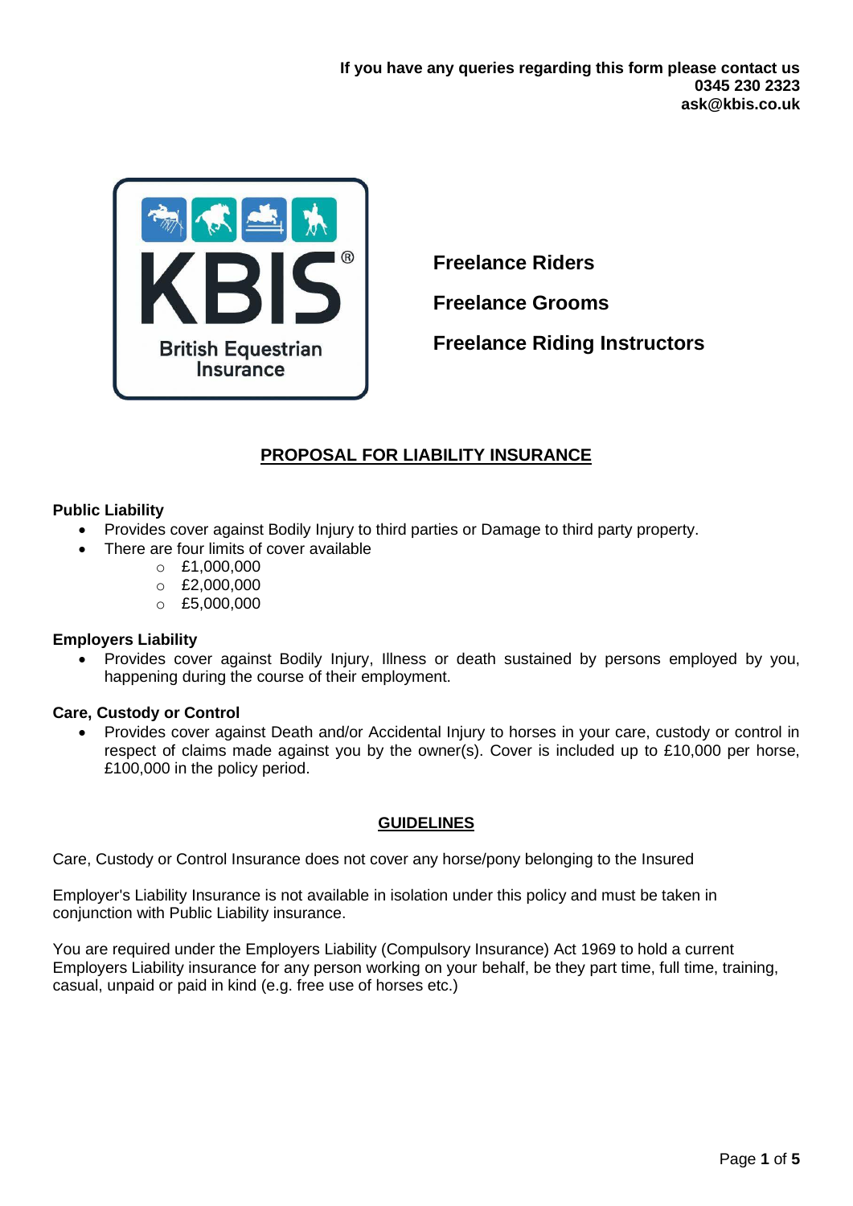**If you have any queries regarding this form please contact us**
**0345 230 2323**
**ask@kbis.co.uk**

KBIS® British Equestrian Insurance

**Freelance Riders**

**Freelance Grooms**

**Freelance Riding Instructors**

# PROPOSAL FOR LIABILITY INSURANCE

**Public Liability**

- Provides cover against Bodily Injury to third parties or Damage to third party property.
- There are four limits of cover available
  - £1,000,000
  - £2,000,000
  - £5,000,000

**Employers Liability**

- Provides cover against Bodily Injury, Illness or death sustained by persons employed by you, happening during the course of their employment.

**Care, Custody or Control**

- Provides cover against Death and/or Accidental Injury to horses in your care, custody or control in respect of claims made against you by the owner(s). Cover is included up to £10,000 per horse, £100,000 in the policy period.

## GUIDELINES

Care, Custody or Control Insurance does not cover any horse/pony belonging to the Insured

Employer's Liability Insurance is not available in isolation under this policy and must be taken in conjunction with Public Liability insurance.

You are required under the Employers Liability (Compulsory Insurance) Act 1969 to hold a current Employers Liability insurance for any person working on your behalf, be they part time, full time, training, casual, unpaid or paid in kind (e.g. free use of horses etc.)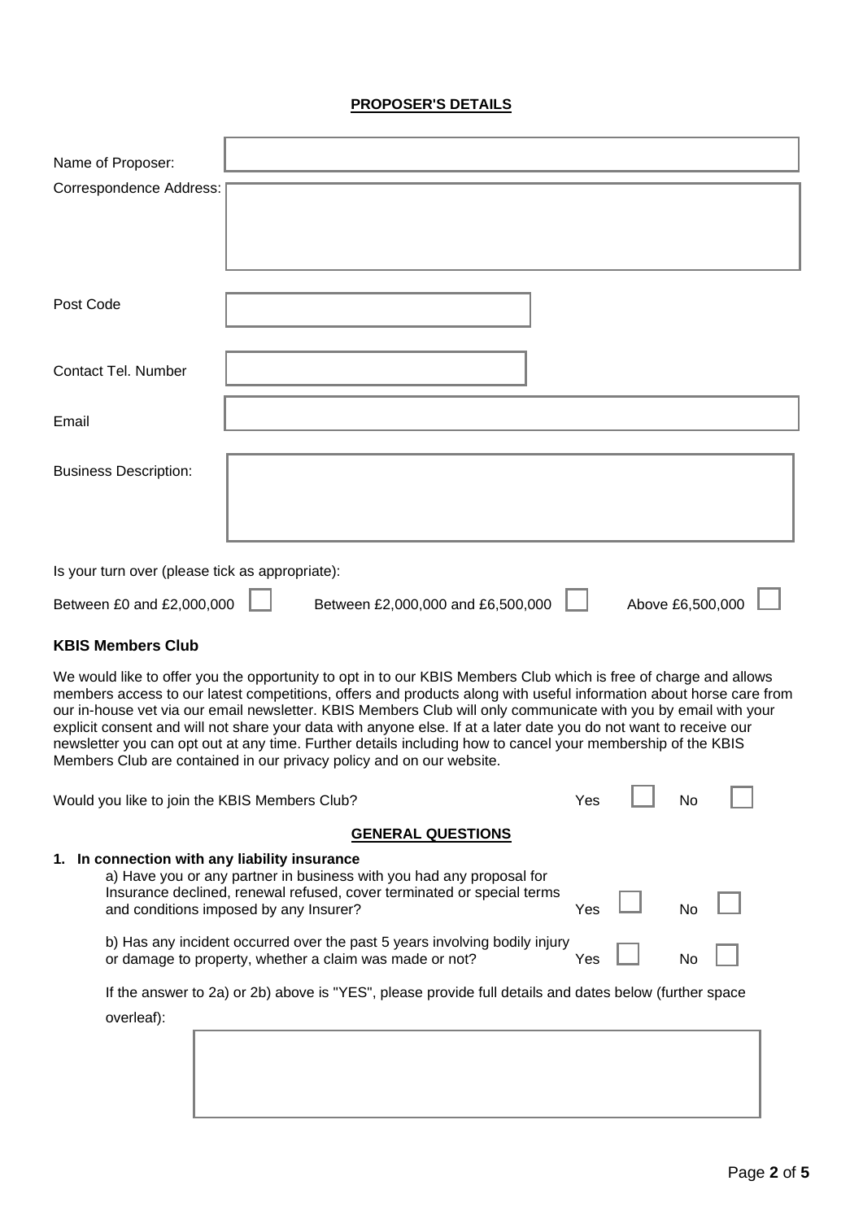## PROPOSER'S DETAILS

Name of Proposer:

Correspondence Address:

Post Code

Contact Tel. Number

Email

Business Description:

Is your turn over (please tick as appropriate):

Between £0 and £2,000,000 ☐ Between £2,000,000 and £6,500,000 ☐ Above £6,500,000 ☐

### KBIS Members Club

We would like to offer you the opportunity to opt in to our KBIS Members Club which is free of charge and allows members access to our latest competitions, offers and products along with useful information about horse care from our in-house vet via our email newsletter. KBIS Members Club will only communicate with you by email with your explicit consent and will not share your data with anyone else. If at a later date you do not want to receive our newsletter you can opt out at any time. Further details including how to cancel your membership of the KBIS Members Club are contained in our privacy policy and on our website.

Would you like to join the KBIS Members Club? Yes ☐ No ☐

## GENERAL QUESTIONS

**1. In connection with any liability insurance**

a) Have you or any partner in business with you had any proposal for Insurance declined, renewal refused, cover terminated or special terms and conditions imposed by any Insurer? Yes ☐ No ☐

b) Has any incident occurred over the past 5 years involving bodily injury or damage to property, whether a claim was made or not? Yes ☐ No ☐

If the answer to 2a) or 2b) above is "YES", please provide full details and dates below (further space overleaf):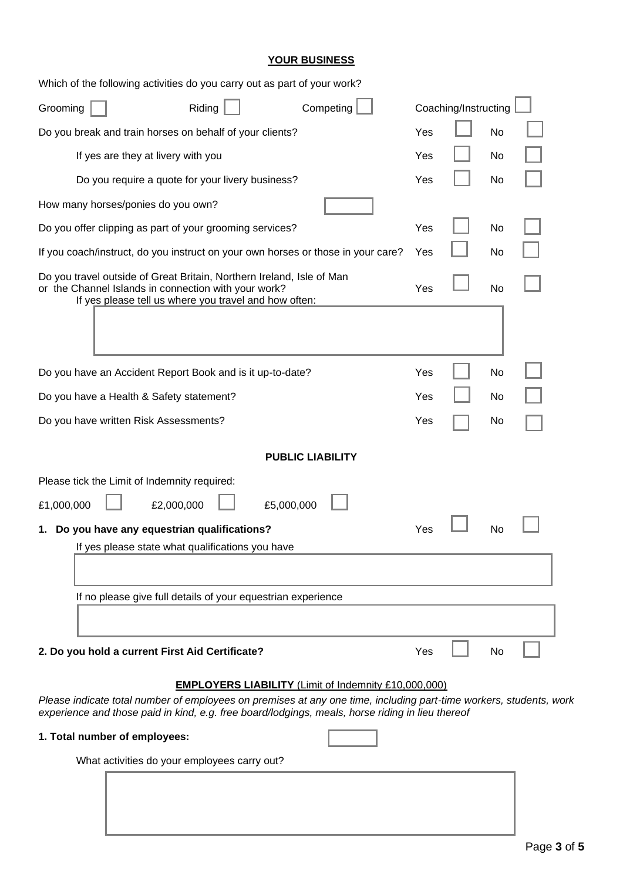## YOUR BUSINESS

Which of the following activities do you carry out as part of your work?

Grooming ☐ Riding ☐ Competing ☐ Coaching/Instructing ☐

Do you break and train horses on behalf of your clients? Yes ☐ No ☐

If yes are they at livery with you Yes ☐ No ☐

Do you require a quote for your livery business? Yes ☐ No ☐

How many horses/ponies do you own? ☐

Do you offer clipping as part of your grooming services? Yes ☐ No ☐

If you coach/instruct, do you instruct on your own horses or those in your care? Yes ☐ No ☐

Do you travel outside of Great Britain, Northern Ireland, Isle of Man or the Channel Islands in connection with your work? Yes ☐ No ☐

If yes please tell us where you travel and how often:

Do you have an Accident Report Book and is it up-to-date? Yes ☐ No ☐

Do you have a Health & Safety statement? Yes ☐ No ☐

Do you have written Risk Assessments? Yes ☐ No ☐

### PUBLIC LIABILITY

Please tick the Limit of Indemnity required:

£1,000,000 ☐ £2,000,000 ☐ £5,000,000 ☐

**1. Do you have any equestrian qualifications?** Yes ☐ No ☐

If yes please state what qualifications you have

If no please give full details of your equestrian experience

**2. Do you hold a current First Aid Certificate?** Yes ☐ No ☐

### EMPLOYERS LIABILITY (Limit of Indemnity £10,000,000)

*Please indicate total number of employees on premises at any one time, including part-time workers, students, work experience and those paid in kind, e.g. free board/lodgings, meals, horse riding in lieu thereof*

**1. Total number of employees:** ☐

What activities do your employees carry out?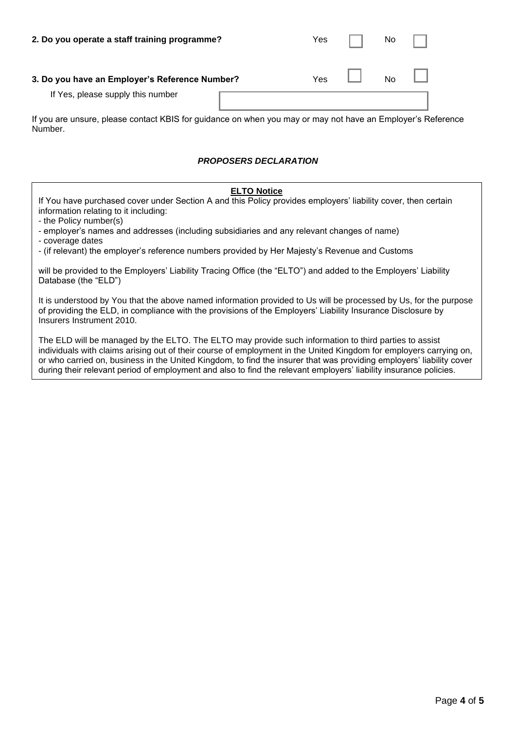**2. Do you operate a staff training programme?** Yes ☐ No ☐

**3. Do you have an Employer's Reference Number?** Yes ☐ No ☐

If Yes, please supply this number

If you are unsure, please contact KBIS for guidance on when you may or may not have an Employer's Reference Number.

***PROPOSERS DECLARATION***

**ELTO Notice**

If You have purchased cover under Section A and this Policy provides employers' liability cover, then certain information relating to it including:

- the Policy number(s)
- employer's names and addresses (including subsidiaries and any relevant changes of name)
- coverage dates
- (if relevant) the employer's reference numbers provided by Her Majesty's Revenue and Customs

will be provided to the Employers' Liability Tracing Office (the "ELTO") and added to the Employers' Liability Database (the "ELD")

It is understood by You that the above named information provided to Us will be processed by Us, for the purpose of providing the ELD, in compliance with the provisions of the Employers' Liability Insurance Disclosure by Insurers Instrument 2010.

The ELD will be managed by the ELTO. The ELTO may provide such information to third parties to assist individuals with claims arising out of their course of employment in the United Kingdom for employers carrying on, or who carried on, business in the United Kingdom, to find the insurer that was providing employers' liability cover during their relevant period of employment and also to find the relevant employers' liability insurance policies.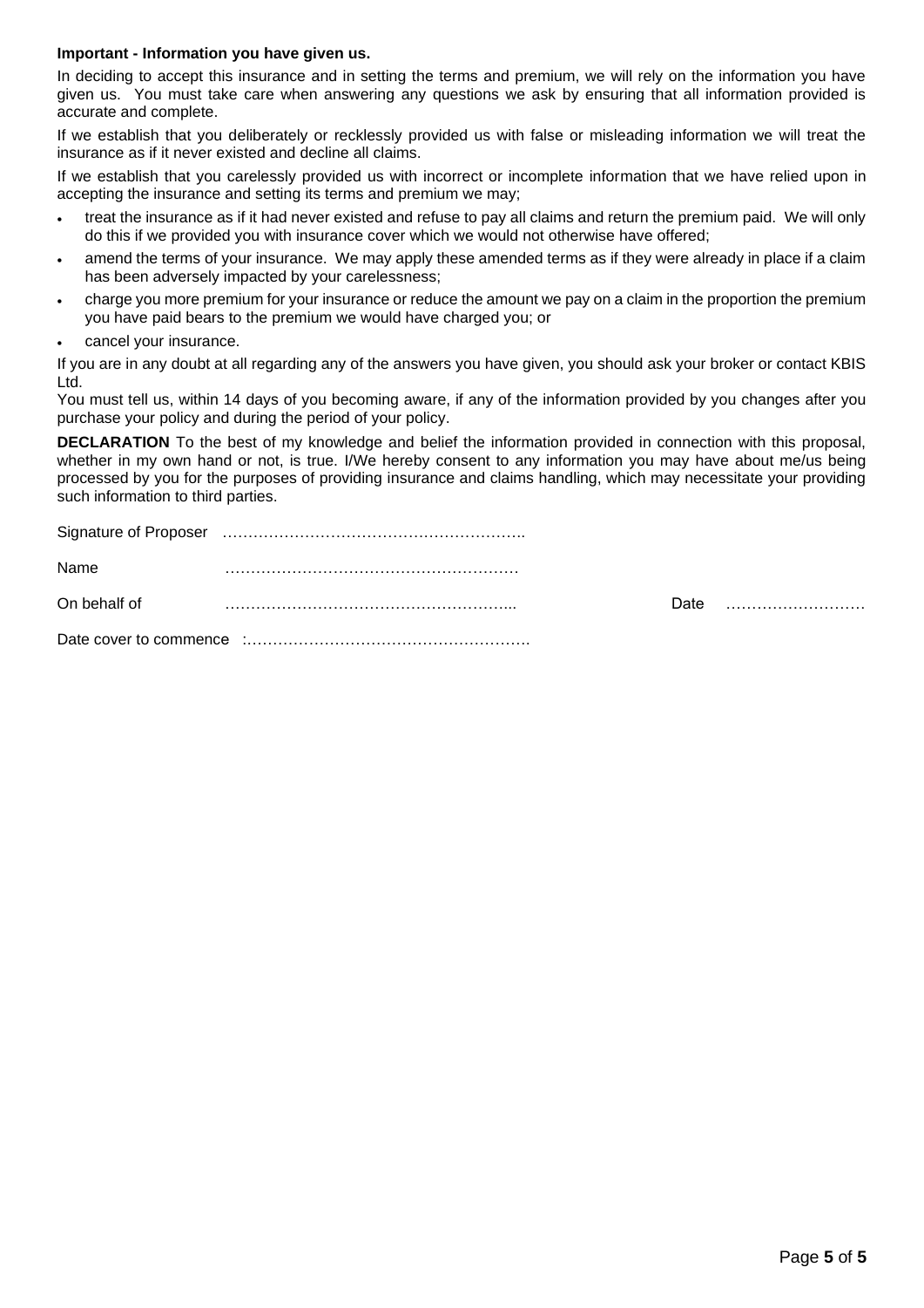**Important - Information you have given us.**

In deciding to accept this insurance and in setting the terms and premium, we will rely on the information you have given us. You must take care when answering any questions we ask by ensuring that all information provided is accurate and complete.

If we establish that you deliberately or recklessly provided us with false or misleading information we will treat the insurance as if it never existed and decline all claims.

If we establish that you carelessly provided us with incorrect or incomplete information that we have relied upon in accepting the insurance and setting its terms and premium we may;

- treat the insurance as if it had never existed and refuse to pay all claims and return the premium paid. We will only do this if we provided you with insurance cover which we would not otherwise have offered;
- amend the terms of your insurance. We may apply these amended terms as if they were already in place if a claim has been adversely impacted by your carelessness;
- charge you more premium for your insurance or reduce the amount we pay on a claim in the proportion the premium you have paid bears to the premium we would have charged you; or
- cancel your insurance.

If you are in any doubt at all regarding any of the answers you have given, you should ask your broker or contact KBIS Ltd.

You must tell us, within 14 days of you becoming aware, if any of the information provided by you changes after you purchase your policy and during the period of your policy.

**DECLARATION** To the best of my knowledge and belief the information provided in connection with this proposal, whether in my own hand or not, is true. I/We hereby consent to any information you may have about me/us being processed by you for the purposes of providing insurance and claims handling, which may necessitate your providing such information to third parties.

Signature of Proposer …………………………………………………..

Name …………………………………………………

On behalf of ………………………………………………... Date ………………………

Date cover to commence :……………………………………………….